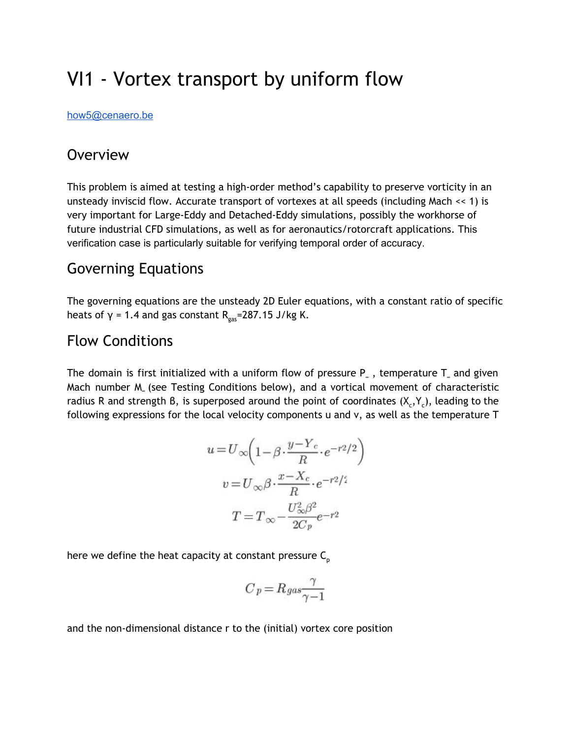# VI1 - Vortex transport by uniform flow

how5@cenaero.be

## Overview

This problem is aimed at testing a high-order method's capability to preserve vorticity in an unsteady inviscid flow. Accurate transport of vortexes at all speeds (including Mach << 1) is very important for Large-Eddy and Detached-Eddy simulations, possibly the workhorse of future industrial CFD simulations, as well as for aeronautics/rotorcraft applications. This verification case is particularly suitable for verifying temporal order of accuracy.

## Governing Equations

The governing equations are the unsteady 2D Euler equations, with a constant ratio of specific heats of $\gamma$ = 1.4 and gas constant $R_{gas}$=287.15 J/kg K.

## Flow Conditions

The domain is first initialized with a uniform flow of pressure $P_\infty$ , temperature $T_\infty$ and given Mach number $M_\infty$ (see Testing Conditions below), and a vortical movement of characteristic radius R and strength β, is superposed around the point of coordinates ($X_c$,$Y_c$), leading to the following expressions for the local velocity components u and v, as well as the temperature T

$$u = U_\infty\left(1 - \beta \cdot \frac{y - Y_c}{R} \cdot e^{-r^2/2}\right)$$

$$v = U_\infty \beta \cdot \frac{x - X_c}{R} \cdot e^{-r^2/2}$$

$$T = T_\infty - \frac{U_\infty^2 \beta^2}{2 C_p} e^{-r^2}$$

here we define the heat capacity at constant pressure $C_p$

$$C_p = R_{gas} \frac{\gamma}{\gamma - 1}$$

and the non-dimensional distance r to the (initial) vortex core position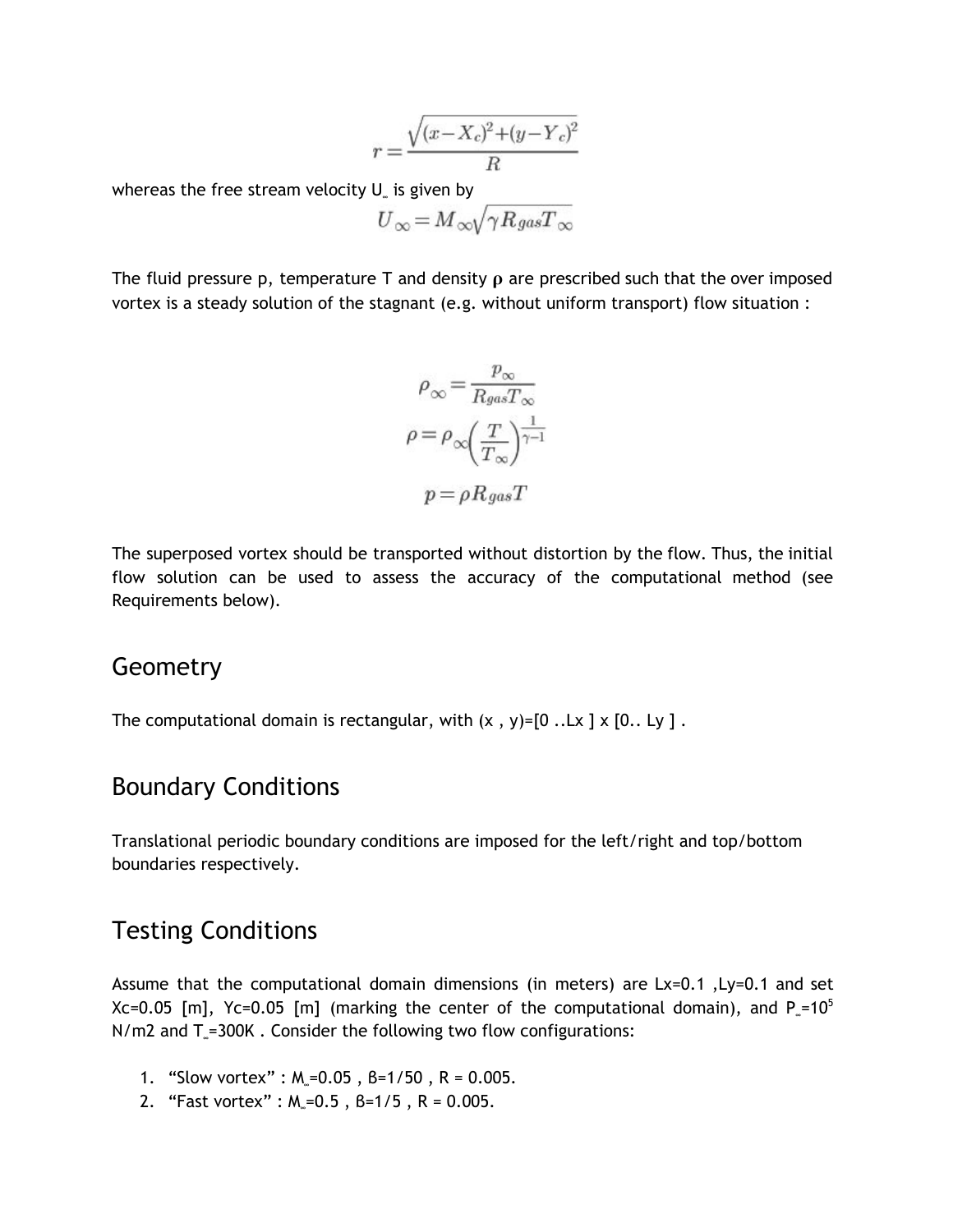$$r = \frac{\sqrt{(x - X_c)^2 + (y - Y_c)^2}}{R}$$

whereas the free stream velocity $U_\infty$ is given by

$$U_\infty = M_\infty \sqrt{\gamma R_{gas} T_\infty}$$

The fluid pressure p, temperature T and density $\rho$ are prescribed such that the over imposed vortex is a steady solution of the stagnant (e.g. without uniform transport) flow situation :

$$\rho_\infty = \frac{p_\infty}{R_{gas} T_\infty}$$

$$\rho = \rho_\infty \left( \frac{T}{T_\infty} \right)^{\frac{1}{\gamma - 1}}$$

$$p = \rho R_{gas} T$$

The superposed vortex should be transported without distortion by the flow. Thus, the initial flow solution can be used to assess the accuracy of the computational method (see Requirements below).

## Geometry

The computational domain is rectangular, with (x , y)=[0 ..Lx ] x [0.. Ly ] .

## Boundary Conditions

Translational periodic boundary conditions are imposed for the left/right and top/bottom boundaries respectively.

## Testing Conditions

Assume that the computational domain dimensions (in meters) are Lx=0.1 ,Ly=0.1 and set Xc=0.05 [m], Yc=0.05 [m] (marking the center of the computational domain), and $P_\infty=10^5$ N/m2 and $T_\infty$=300K . Consider the following two flow configurations:

1. "Slow vortex" : $M_\infty$=0.05 , ß=1/50 , R = 0.005.
2. "Fast vortex" : $M_\infty$=0.5 , ß=1/5 , R = 0.005.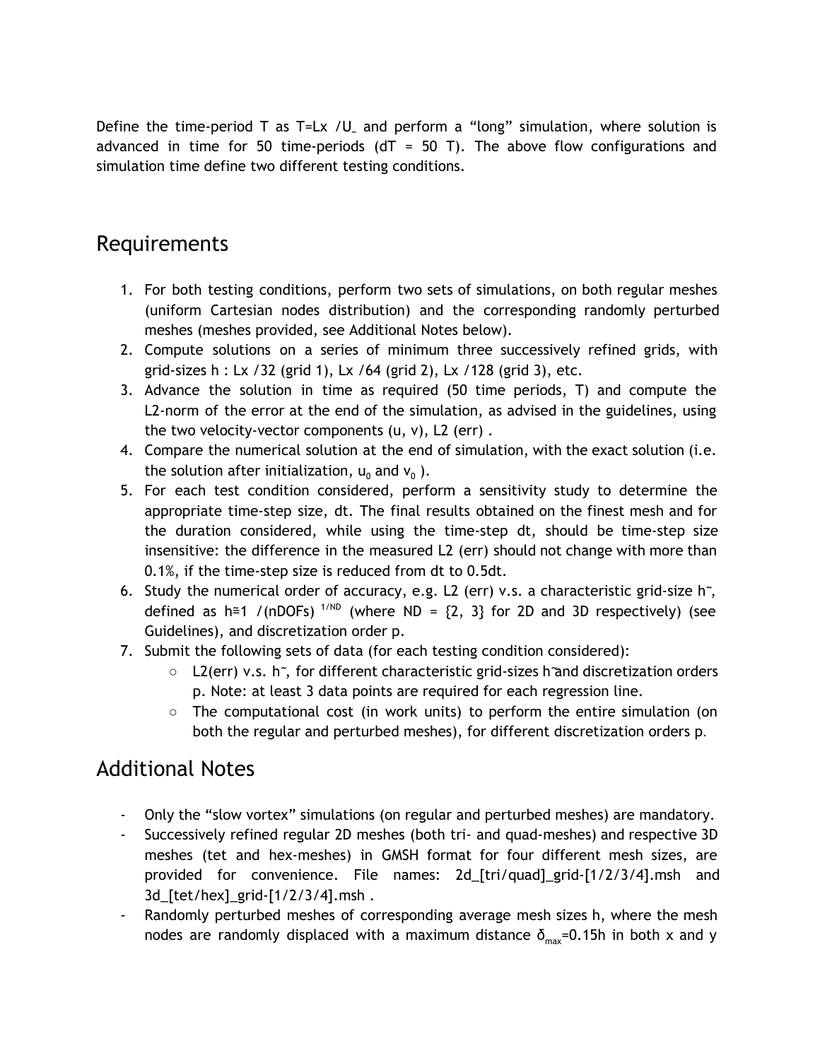Define the time-period T as $T = L_x / U_\infty$ and perform a "long" simulation, where solution is advanced in time for 50 time-periods (dT = 50 T). The above flow configurations and simulation time define two different testing conditions.

## Requirements

1. For both testing conditions, perform two sets of simulations, on both regular meshes (uniform Cartesian nodes distribution) and the corresponding randomly perturbed meshes (meshes provided, see Additional Notes below).
2. Compute solutions on a series of minimum three successively refined grids, with grid-sizes h : $L_x/32$ (grid 1), $L_x/64$ (grid 2), $L_x/128$ (grid 3), etc.
3. Advance the solution in time as required (50 time periods, T) and compute the L2-norm of the error at the end of the simulation, as advised in the guidelines, using the two velocity-vector components (u, v), L2 (err) .
4. Compare the numerical solution at the end of simulation, with the exact solution (i.e. the solution after initialization, $u_0$ and $v_0$ ).
5. For each test condition considered, perform a sensitivity study to determine the appropriate time-step size, dt. The final results obtained on the finest mesh and for the duration considered, while using the time-step dt, should be time-step size insensitive: the difference in the measured L2 (err) should not change with more than 0.1%, if the time-step size is reduced from dt to 0.5dt.
6. Study the numerical order of accuracy, e.g. L2 (err) v.s. a characteristic grid-size $\tilde{h}$, defined as $\tilde{h} \cong 1/(\mathrm{nDOFs})^{1/ND}$ (where ND = {2, 3} for 2D and 3D respectively) (see Guidelines), and discretization order p.
7. Submit the following sets of data (for each testing condition considered):
   - L2(err) v.s. $\tilde{h}$, for different characteristic grid-sizes $\tilde{h}$ and discretization orders p. Note: at least 3 data points are required for each regression line.
   - The computational cost (in work units) to perform the entire simulation (on both the regular and perturbed meshes), for different discretization orders p.

## Additional Notes

- Only the "slow vortex" simulations (on regular and perturbed meshes) are mandatory.
- Successively refined regular 2D meshes (both tri- and quad-meshes) and respective 3D meshes (tet and hex-meshes) in GMSH format for four different mesh sizes, are provided for convenience. File names: 2d_[tri/quad]_grid-[1/2/3/4].msh and 3d_[tet/hex]_grid-[1/2/3/4].msh .
- Randomly perturbed meshes of corresponding average mesh sizes h, where the mesh nodes are randomly displaced with a maximum distance $\delta_{max}=0.15h$ in both x and y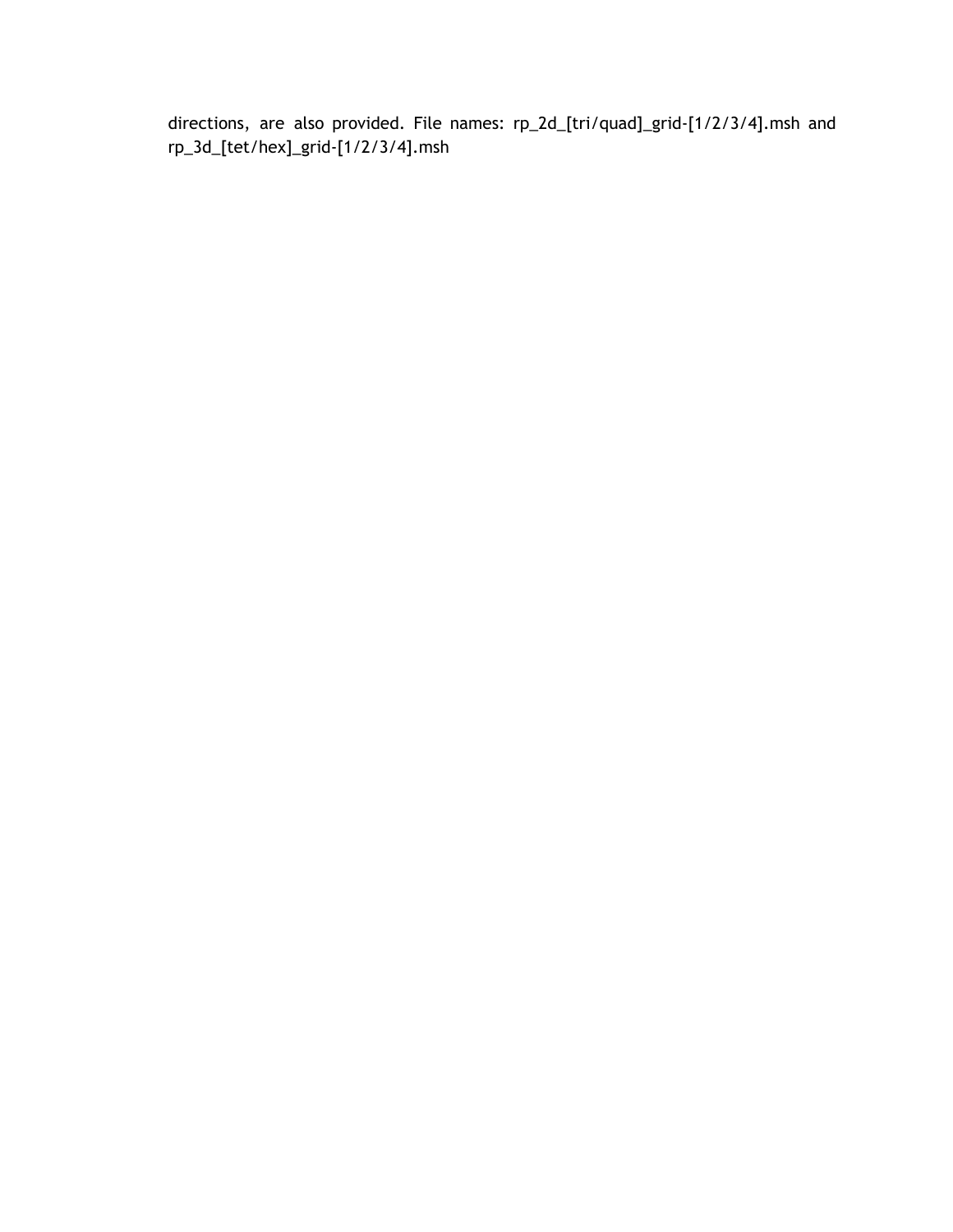directions, are also provided. File names: rp_2d_[tri/quad]_grid-[1/2/3/4].msh and rp_3d_[tet/hex]_grid-[1/2/3/4].msh